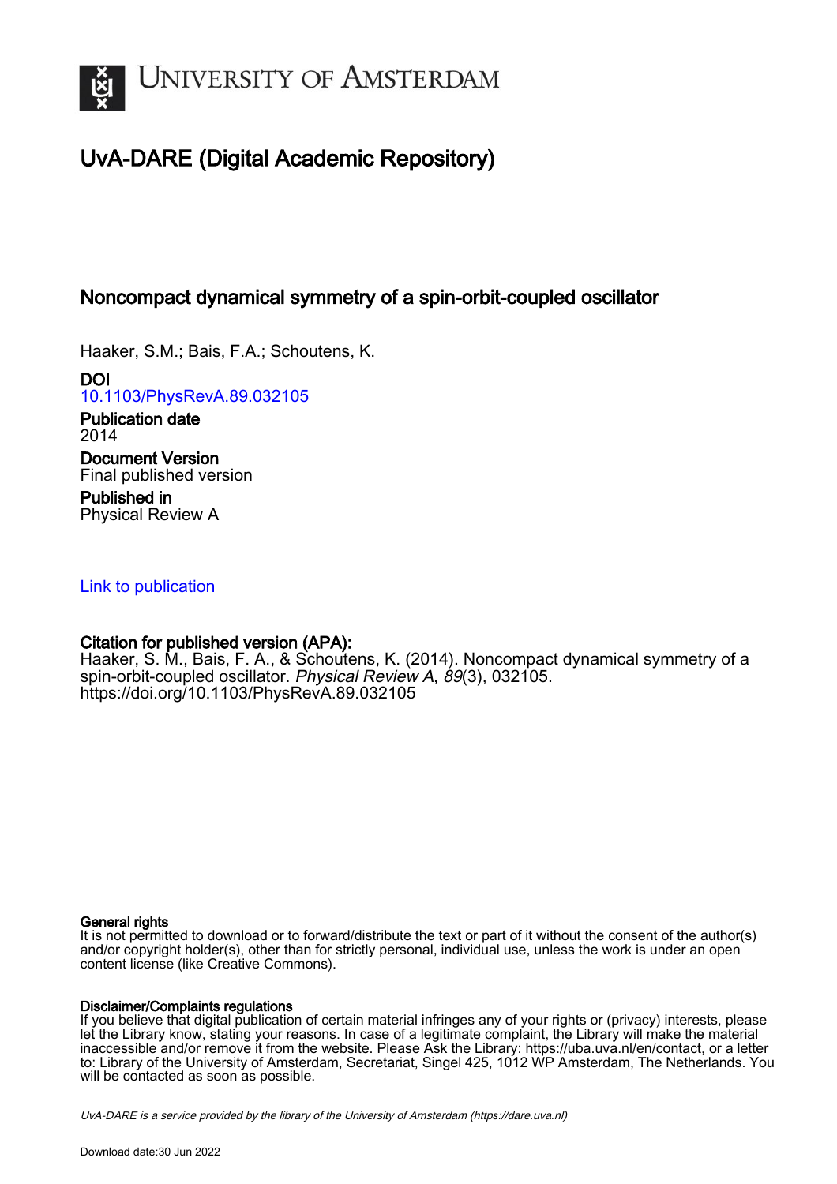# UNIVERSITY OF AMSTERDAM

## UvA-DARE (Digital Academic Repository)

### Noncompact dynamical symmetry of a spin-orbit-coupled oscillator

Haaker, S.M.; Bais, F.A.; Schoutens, K.

**DOI**
10.1103/PhysRevA.89.032105

**Publication date**
2014

**Document Version**
Final published version

**Published in**
Physical Review A

Link to publication

**Citation for published version (APA):**
Haaker, S. M., Bais, F. A., & Schoutens, K. (2014). Noncompact dynamical symmetry of a spin-orbit-coupled oscillator. *Physical Review A*, *89*(3), 032105. https://doi.org/10.1103/PhysRevA.89.032105

**General rights**
It is not permitted to download or to forward/distribute the text or part of it without the consent of the author(s) and/or copyright holder(s), other than for strictly personal, individual use, unless the work is under an open content license (like Creative Commons).

**Disclaimer/Complaints regulations**
If you believe that digital publication of certain material infringes any of your rights or (privacy) interests, please let the Library know, stating your reasons. In case of a legitimate complaint, the Library will make the material inaccessible and/or remove it from the website. Please Ask the Library: https://uba.uva.nl/en/contact, or a letter to: Library of the University of Amsterdam, Secretariat, Singel 425, 1012 WP Amsterdam, The Netherlands. You will be contacted as soon as possible.

*UvA-DARE is a service provided by the library of the University of Amsterdam (https://dare.uva.nl)*

Download date:30 Jun 2022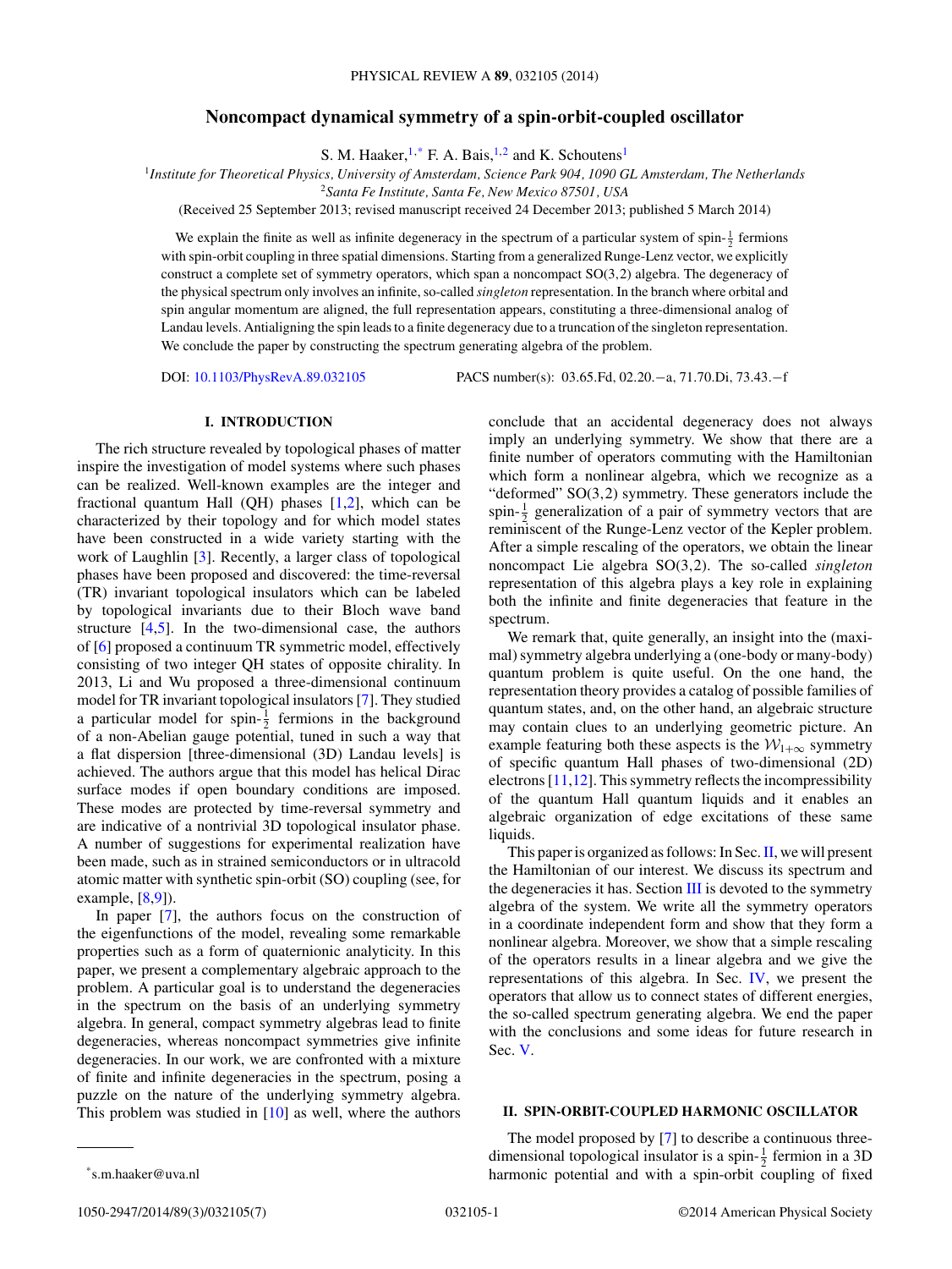# Noncompact dynamical symmetry of a spin-orbit-coupled oscillator

S. M. Haaker,[1,*] F. A. Bais,[1,2] and K. Schoutens[1]

[1]*Institute for Theoretical Physics, University of Amsterdam, Science Park 904, 1090 GL Amsterdam, The Netherlands*

[2]*Santa Fe Institute, Santa Fe, New Mexico 87501, USA*

(Received 25 September 2013; revised manuscript received 24 December 2013; published 5 March 2014)

We explain the finite as well as infinite degeneracy in the spectrum of a particular system of spin-$\frac{1}{2}$ fermions with spin-orbit coupling in three spatial dimensions. Starting from a generalized Runge-Lenz vector, we explicitly construct a complete set of symmetry operators, which span a noncompact SO(3,2) algebra. The degeneracy of the physical spectrum only involves an infinite, so-called *singleton* representation. In the branch where orbital and spin angular momentum are aligned, the full representation appears, constituting a three-dimensional analog of Landau levels. Antialigning the spin leads to a finite degeneracy due to a truncation of the singleton representation. We conclude the paper by constructing the spectrum generating algebra of the problem.

DOI: 10.1103/PhysRevA.89.032105 PACS number(s): 03.65.Fd, 02.20.−a, 71.70.Di, 73.43.−f

## I. INTRODUCTION

The rich structure revealed by topological phases of matter inspire the investigation of model systems where such phases can be realized. Well-known examples are the integer and fractional quantum Hall (QH) phases [1,2], which can be characterized by their topology and for which model states have been constructed in a wide variety starting with the work of Laughlin [3]. Recently, a larger class of topological phases have been proposed and discovered: the time-reversal (TR) invariant topological insulators which can be labeled by topological invariants due to their Bloch wave band structure [4,5]. In the two-dimensional case, the authors of [6] proposed a continuum TR symmetric model, effectively consisting of two integer QH states of opposite chirality. In 2013, Li and Wu proposed a three-dimensional continuum model for TR invariant topological insulators [7]. They studied a particular model for spin-$\frac{1}{2}$ fermions in the background of a non-Abelian gauge potential, tuned in such a way that a flat dispersion [three-dimensional (3D) Landau levels] is achieved. The authors argue that this model has helical Dirac surface modes if open boundary conditions are imposed. These modes are protected by time-reversal symmetry and are indicative of a nontrivial 3D topological insulator phase. A number of suggestions for experimental realization have been made, such as in strained semiconductors or in ultracold atomic matter with synthetic spin-orbit (SO) coupling (see, for example, [8,9]).

In paper [7], the authors focus on the construction of the eigenfunctions of the model, revealing some remarkable properties such as a form of quaternionic analyticity. In this paper, we present a complementary algebraic approach to the problem. A particular goal is to understand the degeneracies in the spectrum on the basis of an underlying symmetry algebra. In general, compact symmetry algebras lead to finite degeneracies, whereas noncompact symmetries give infinite degeneracies. In our work, we are confronted with a mixture of finite and infinite degeneracies in the spectrum, posing a puzzle on the nature of the underlying symmetry algebra. This problem was studied in [10] as well, where the authors conclude that an accidental degeneracy does not always imply an underlying symmetry. We show that there are a finite number of operators commuting with the Hamiltonian which form a nonlinear algebra, which we recognize as a "deformed" SO(3,2) symmetry. These generators include the spin-$\frac{1}{2}$ generalization of a pair of symmetry vectors that are reminiscent of the Runge-Lenz vector of the Kepler problem. After a simple rescaling of the operators, we obtain the linear noncompact Lie algebra SO(3,2). The so-called *singleton* representation of this algebra plays a key role in explaining both the infinite and finite degeneracies that feature in the spectrum.

We remark that, quite generally, an insight into the (maximal) symmetry algebra underlying a (one-body or many-body) quantum problem is quite useful. On the one hand, the representation theory provides a catalog of possible families of quantum states, and, on the other hand, an algebraic structure may contain clues to an underlying geometric picture. An example featuring both these aspects is the $\mathcal{W}_{1+\infty}$ symmetry of specific quantum Hall phases of two-dimensional (2D) electrons [11,12]. This symmetry reflects the incompressibility of the quantum Hall quantum liquids and it enables an algebraic organization of edge excitations of these same liquids.

This paper is organized as follows: In Sec. II, we will present the Hamiltonian of our interest. We discuss its spectrum and the degeneracies it has. Section III is devoted to the symmetry algebra of the system. We write all the symmetry operators in a coordinate independent form and show that they form a nonlinear algebra. Moreover, we show that a simple rescaling of the operators results in a linear algebra and we give the representations of this algebra. In Sec. IV, we present the operators that allow us to connect states of different energies, the so-called spectrum generating algebra. We end the paper with the conclusions and some ideas for future research in Sec. V.

## II. SPIN-ORBIT-COUPLED HARMONIC OSCILLATOR

The model proposed by [7] to describe a continuous three-dimensional topological insulator is a spin-$\frac{1}{2}$ fermion in a 3D harmonic potential and with a spin-orbit coupling of fixed

*s.m.haaker@uva.nl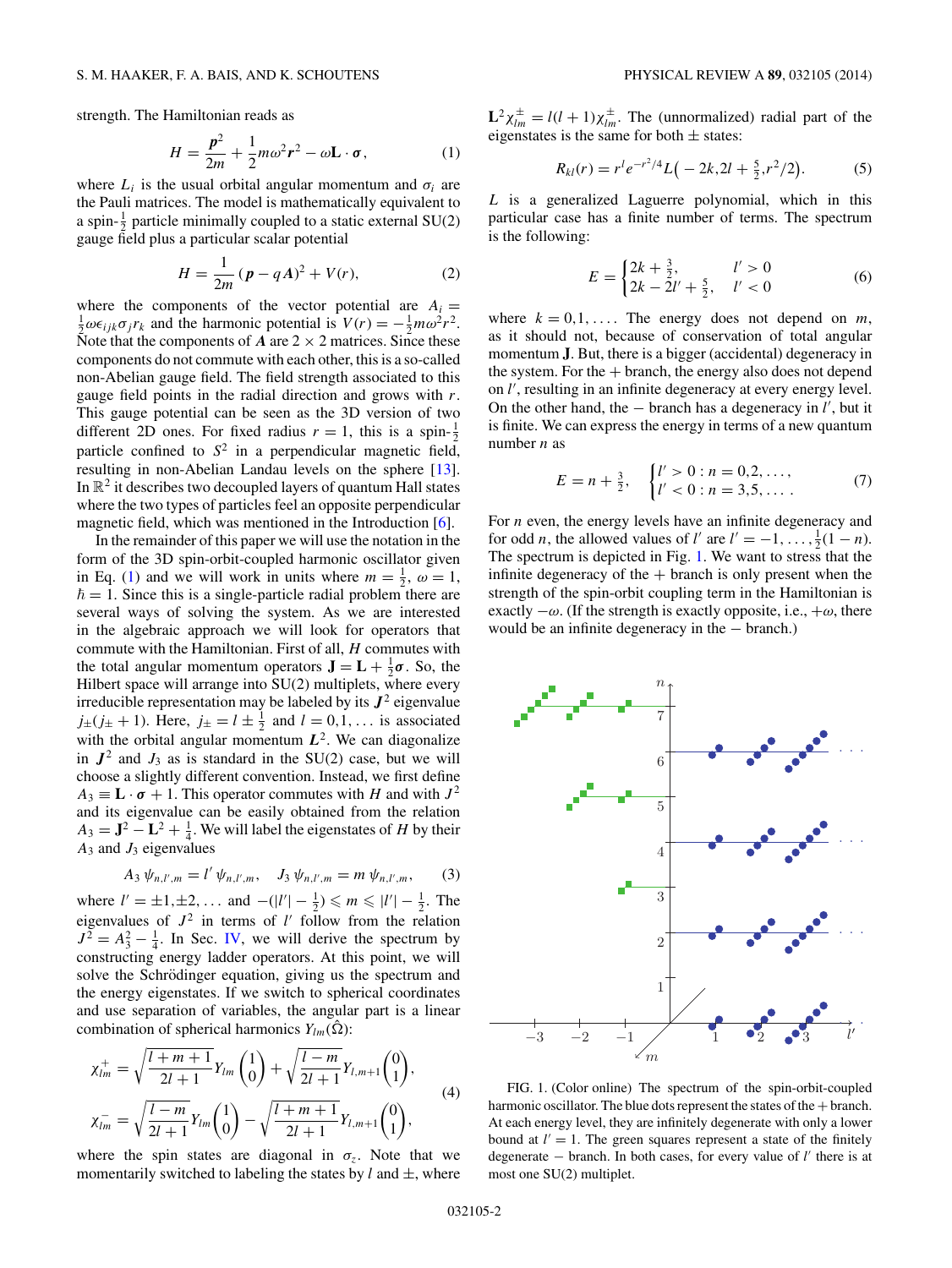strength. The Hamiltonian reads as

$$H = \frac{\boldsymbol{p}^2}{2m} + \frac{1}{2}m\omega^2\boldsymbol{r}^2 - \omega\mathbf{L}\cdot\boldsymbol{\sigma}, \tag{1}$$

where $L_i$ is the usual orbital angular momentum and $\sigma_i$ are the Pauli matrices. The model is mathematically equivalent to a spin-$\frac{1}{2}$ particle minimally coupled to a static external SU(2) gauge field plus a particular scalar potential

$$H = \frac{1}{2m}(\boldsymbol{p} - q\boldsymbol{A})^2 + V(r), \tag{2}$$

where the components of the vector potential are $A_i = \frac{1}{2}\omega\epsilon_{ijk}\sigma_j r_k$ and the harmonic potential is $V(r) = -\frac{1}{2}m\omega^2 r^2$. Note that the components of $\boldsymbol{A}$ are $2\times 2$ matrices. Since these components do not commute with each other, this is a so-called non-Abelian gauge field. The field strength associated to this gauge field points in the radial direction and grows with $r$. This gauge potential can be seen as the 3D version of two different 2D ones. For fixed radius $r = 1$, this is a spin-$\frac{1}{2}$ particle confined to $S^2$ in a perpendicular magnetic field, resulting in non-Abelian Landau levels on the sphere [13]. In $\mathbb{R}^2$ it describes two decoupled layers of quantum Hall states where the two types of particles feel an opposite perpendicular magnetic field, which was mentioned in the Introduction [6].

In the remainder of this paper we will use the notation in the form of the 3D spin-orbit-coupled harmonic oscillator given in Eq. (1) and we will work in units where $m = \frac{1}{2}$, $\omega = 1$, $\hbar = 1$. Since this is a single-particle radial problem there are several ways of solving the system. As we are interested in the algebraic approach we will look for operators that commute with the Hamiltonian. First of all, $H$ commutes with the total angular momentum operators $\mathbf{J} = \mathbf{L} + \frac{1}{2}\boldsymbol{\sigma}$. So, the Hilbert space will arrange into SU(2) multiplets, where every irreducible representation may be labeled by its $\boldsymbol{J}^2$ eigenvalue $j_\pm(j_\pm + 1)$. Here, $j_\pm = l \pm \frac{1}{2}$ and $l = 0,1,\ldots$ is associated with the orbital angular momentum $\boldsymbol{L}^2$. We can diagonalize in $\boldsymbol{J}^2$ and $J_3$ as is standard in the SU(2) case, but we will choose a slightly different convention. Instead, we first define $A_3 \equiv \mathbf{L}\cdot\boldsymbol{\sigma} + 1$. This operator commutes with $H$ and with $J^2$ and its eigenvalue can be easily obtained from the relation $A_3 = \mathbf{J}^2 - \mathbf{L}^2 + \frac{1}{4}$. We will label the eigenstates of $H$ by their $A_3$ and $J_3$ eigenvalues

$$A_3\,\psi_{n,l',m} = l'\,\psi_{n,l',m}, \quad J_3\,\psi_{n,l',m} = m\,\psi_{n,l',m}, \tag{3}$$

where $l' = \pm 1, \pm 2, \ldots$ and $-(|l'| - \frac{1}{2}) \leqslant m \leqslant |l'| - \frac{1}{2}$. The eigenvalues of $J^2$ in terms of $l'$ follow from the relation $J^2 = A_3^2 - \frac{1}{4}$. In Sec. IV, we will derive the spectrum by constructing energy ladder operators. At this point, we will solve the Schrödinger equation, giving us the spectrum and the energy eigenstates. If we switch to spherical coordinates and use separation of variables, the angular part is a linear combination of spherical harmonics $Y_{lm}(\hat{\Omega})$:

$$\chi^+_{lm} = \sqrt{\frac{l+m+1}{2l+1}}Y_{lm}\begin{pmatrix}0\\1\end{pmatrix} + \sqrt{\frac{l-m}{2l+1}}Y_{l,m+1}\begin{pmatrix}0\\1\end{pmatrix},$$
$$\chi^-_{lm} = \sqrt{\frac{l-m}{2l+1}}Y_{lm}\begin{pmatrix}1\\0\end{pmatrix} - \sqrt{\frac{l+m+1}{2l+1}}Y_{l,m+1}\begin{pmatrix}0\\1\end{pmatrix}, \tag{4}$$

where the spin states are diagonal in $\sigma_z$. Note that we momentarily switched to labeling the states by $l$ and $\pm$, where $\mathbf{L}^2\chi^\pm_{lm} = l(l+1)\chi^\pm_{lm}$. The (unnormalized) radial part of the eigenstates is the same for both $\pm$ states:

$$R_{kl}(r) = r^l e^{-r^2/4} L\big(-2k, 2l + \tfrac{5}{2}, r^2/2\big). \tag{5}$$

$L$ is a generalized Laguerre polynomial, which in this particular case has a finite number of terms. The spectrum is the following:

$$E = \begin{cases} 2k + \frac{3}{2}, & l' > 0 \\ 2k - 2l' + \frac{5}{2}, & l' < 0 \end{cases} \tag{6}$$

where $k = 0,1,\ldots$. The energy does not depend on $m$, as it should not, because of conservation of total angular momentum $\mathbf{J}$. But, there is a bigger (accidental) degeneracy in the system. For the $+$ branch, the energy also does not depend on $l'$, resulting in an infinite degeneracy at every energy level. On the other hand, the $-$ branch has a degeneracy in $l'$, but it is finite. We can express the energy in terms of a new quantum number $n$ as

$$E = n + \tfrac{3}{2}, \quad \begin{cases} l' > 0 : n = 0,2,\ldots, \\ l' < 0 : n = 3,5,\ldots. \end{cases} \tag{7}$$

For $n$ even, the energy levels have an infinite degeneracy and for odd $n$, the allowed values of $l'$ are $l' = -1,\ldots,\frac{1}{2}(1-n)$. The spectrum is depicted in Fig. 1. We want to stress that the infinite degeneracy of the $+$ branch is only present when the strength of the spin-orbit coupling term in the Hamiltonian is exactly $-\omega$. (If the strength is exactly opposite, i.e., $+\omega$, there would be an infinite degeneracy in the $-$ branch.)

FIG. 1. (Color online) The spectrum of the spin-orbit-coupled harmonic oscillator. The blue dots represent the states of the $+$ branch. At each energy level, they are infinitely degenerate with only a lower bound at $l' = 1$. The green squares represent a state of the finitely degenerate $-$ branch. In both cases, for every value of $l'$ there is at most one SU(2) multiplet.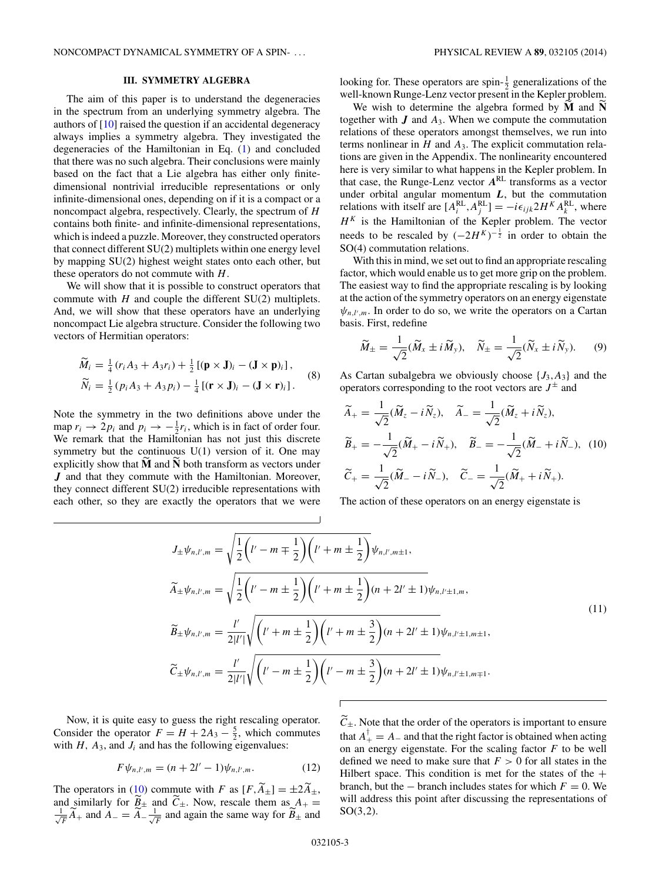### III. SYMMETRY ALGEBRA

The aim of this paper is to understand the degeneracies in the spectrum from an underlying symmetry algebra. The authors of [10] raised the question if an accidental degeneracy always implies a symmetry algebra. They investigated the degeneracies of the Hamiltonian in Eq. (1) and concluded that there was no such algebra. Their conclusions were mainly based on the fact that a Lie algebra has either only finite-dimensional nontrivial irreducible representations or only infinite-dimensional ones, depending on if it is a compact or a noncompact algebra, respectively. Clearly, the spectrum of $H$ contains both finite- and infinite-dimensional representations, which is indeed a puzzle. Moreover, they constructed operators that connect different SU(2) multiplets within one energy level by mapping SU(2) highest weight states onto each other, but these operators do not commute with $H$.

We will show that it is possible to construct operators that commute with $H$ and couple the different SU(2) multiplets. And, we will show that these operators have an underlying noncompact Lie algebra structure. Consider the following two vectors of Hermitian operators:

$$
\begin{aligned}
\widetilde{M}_i &= \tfrac{1}{4}\left(r_i A_3 + A_3 r_i\right) + \tfrac{1}{2}\left[(\mathbf{p}\times\mathbf{J})_i - (\mathbf{J}\times\mathbf{p})_i\right],\\
\widetilde{N}_i &= \tfrac{1}{2}\left(p_i A_3 + A_3 p_i\right) - \tfrac{1}{4}\left[(\mathbf{r}\times\mathbf{J})_i - (\mathbf{J}\times\mathbf{r})_i\right].
\end{aligned} \tag{8}
$$

Note the symmetry in the two definitions above under the map $r_i \to 2p_i$ and $p_i \to -\frac{1}{2}r_i$, which is in fact of order four. We remark that the Hamiltonian has not just this discrete symmetry but the continuous U(1) version of it. One may explicitly show that $\widetilde{\mathbf{M}}$ and $\widetilde{\mathbf{N}}$ both transform as vectors under $\boldsymbol{J}$ and that they commute with the Hamiltonian. Moreover, they connect different SU(2) irreducible representations with each other, so they are exactly the operators that we were looking for. These operators are spin-$\frac{1}{2}$ generalizations of the well-known Runge-Lenz vector present in the Kepler problem.

We wish to determine the algebra formed by $\widetilde{\mathbf{M}}$ and $\widetilde{\mathbf{N}}$ together with $\boldsymbol{J}$ and $A_3$. When we compute the commutation relations of these operators amongst themselves, we run into terms nonlinear in $H$ and $A_3$. The explicit commutation relations are given in the Appendix. The nonlinearity encountered here is very similar to what happens in the Kepler problem. In that case, the Runge-Lenz vector $\boldsymbol{A}^{\mathrm{RL}}$ transforms as a vector under orbital angular momentum $\boldsymbol{L}$, but the commutation relations with itself are $[A_i^{\mathrm{RL}}, A_j^{\mathrm{RL}}] = -i\epsilon_{ijk} 2H^K A_k^{\mathrm{RL}}$, where $H^K$ is the Hamiltonian of the Kepler problem. The vector needs to be rescaled by $(-2H^K)^{-\frac{1}{2}}$ in order to obtain the SO(4) commutation relations.

With this in mind, we set out to find an appropriate rescaling factor, which would enable us to get more grip on the problem. The easiest way to find the appropriate rescaling is by looking at the action of the symmetry operators on an energy eigenstate $\psi_{n,l',m}$. In order to do so, we write the operators on a Cartan basis. First, redefine

$$
\widetilde{M}_\pm = \frac{1}{\sqrt{2}}(\widetilde{M}_x \pm i\widetilde{M}_y), \quad \widetilde{N}_\pm = \frac{1}{\sqrt{2}}(\widetilde{N}_x \pm i\widetilde{N}_y). \tag{9}
$$

As Cartan subalgebra we obviously choose $\{J_3, A_3\}$ and the operators corresponding to the root vectors are $J^\pm$ and

$$
\begin{aligned}
\widetilde{A}_+ &= \frac{1}{\sqrt{2}}(\widetilde{M}_z - i\widetilde{N}_z), \quad \widetilde{A}_- = \frac{1}{\sqrt{2}}(\widetilde{M}_z + i\widetilde{N}_z),\\
\widetilde{B}_+ &= -\frac{1}{\sqrt{2}}(\widetilde{M}_+ - i\widetilde{N}_+), \quad \widetilde{B}_- = -\frac{1}{\sqrt{2}}(\widetilde{M}_- + i\widetilde{N}_-),\\
\widetilde{C}_+ &= \frac{1}{\sqrt{2}}(\widetilde{M}_- - i\widetilde{N}_-), \quad \widetilde{C}_- = \frac{1}{\sqrt{2}}(\widetilde{M}_+ + i\widetilde{N}_+).
\end{aligned} \tag{10}
$$

The action of these operators on an energy eigenstate is

$$
\begin{aligned}
J_\pm \psi_{n,l',m} &= \sqrt{\frac{1}{2}\left(l' - m \mp \frac{1}{2}\right)\left(l' + m \pm \frac{1}{2}\right)}\,\psi_{n,l',m\pm 1},\\
\widetilde{A}_\pm \psi_{n,l',m} &= \sqrt{\frac{1}{2}\left(l' - m \pm \frac{1}{2}\right)\left(l' + m \pm \frac{1}{2}\right)(n + 2l' \pm 1)}\,\psi_{n,l'\pm 1,m},\\
\widetilde{B}_\pm \psi_{n,l',m} &= \frac{l'}{2|l'|}\sqrt{\left(l' + m \pm \frac{1}{2}\right)\left(l' + m \pm \frac{3}{2}\right)(n + 2l' \pm 1)}\,\psi_{n,l'\pm 1,m\pm 1},\\
\widetilde{C}_\pm \psi_{n,l',m} &= \frac{l'}{2|l'|}\sqrt{\left(l' - m \pm \frac{1}{2}\right)\left(l' - m \pm \frac{3}{2}\right)(n + 2l' \pm 1)}\,\psi_{n,l'\pm 1,m\mp 1}.
\end{aligned} \tag{11}
$$

Now, it is quite easy to guess the right rescaling operator. Consider the operator $F = H + 2A_3 - \frac{5}{2}$, which commutes with $H$, $A_3$, and $J_i$ and has the following eigenvalues:

$$
F\psi_{n,l',m} = (n + 2l' - 1)\psi_{n,l',m}. \tag{12}
$$

The operators in (10) commute with $F$ as $[F, \widetilde{A}_\pm] = \pm 2\widetilde{A}_\pm$, and similarly for $\widetilde{B}_\pm$ and $\widetilde{C}_\pm$. Now, rescale them as $A_+ = \frac{1}{\sqrt{F}}\widetilde{A}_+$ and $A_- = \widetilde{A}_-\frac{1}{\sqrt{F}}$ and again the same way for $\widetilde{B}_\pm$ and $\widetilde{C}_\pm$. Note that the order of the operators is important to ensure that $A_+^\dagger = A_-$ and that the right factor is obtained when acting on an energy eigenstate. For the scaling factor $F$ to be well defined we need to make sure that $F > 0$ for all states in the Hilbert space. This condition is met for the states of the $+$ branch, but the $-$ branch includes states for which $F = 0$. We will address this point after discussing the representations of SO(3,2).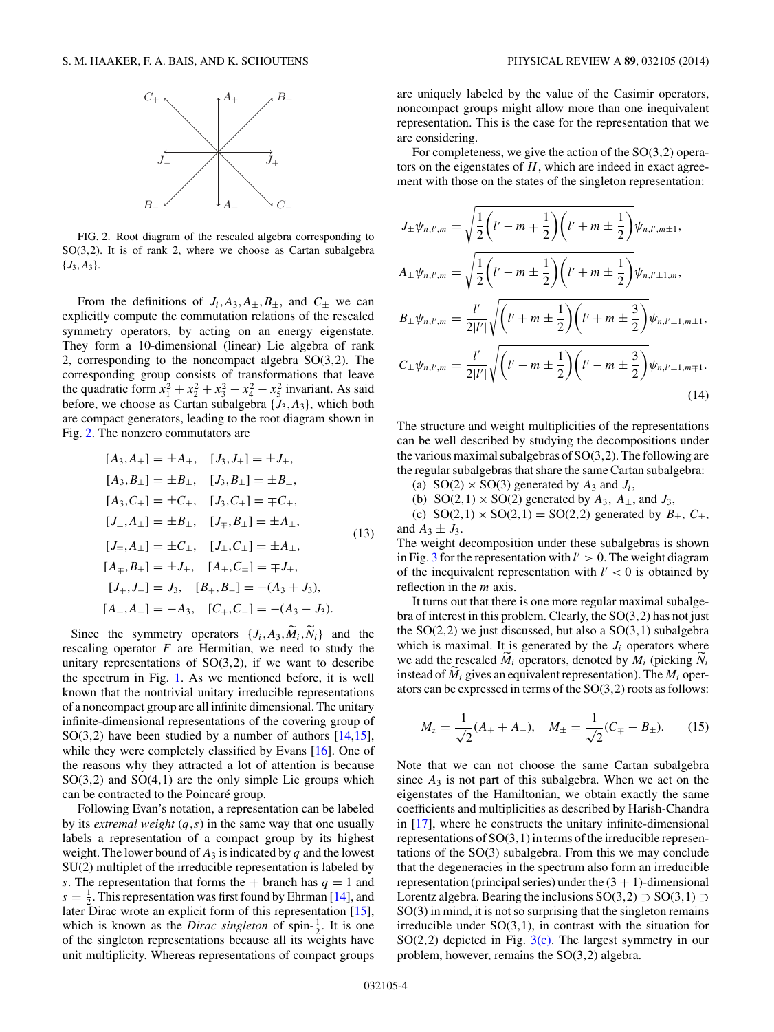FIG. 2. Root diagram of the rescaled algebra corresponding to SO(3,2). It is of rank 2, where we choose as Cartan subalgebra $\{J_3, A_3\}$.

From the definitions of $J_i, A_3, A_\pm, B_\pm$, and $C_\pm$ we can explicitly compute the commutation relations of the rescaled symmetry operators, by acting on an energy eigenstate. They form a 10-dimensional (linear) Lie algebra of rank 2, corresponding to the noncompact algebra SO(3,2). The corresponding group consists of transformations that leave the quadratic form $x_1^2 + x_2^2 + x_3^2 - x_4^2 - x_5^2$ invariant. As said before, we choose as Cartan subalgebra $\{J_3, A_3\}$, which both are compact generators, leading to the root diagram shown in Fig. 2. The nonzero commutators are

$$
\begin{aligned}
&[A_3, A_\pm] = \pm A_\pm, \quad [J_3, J_\pm] = \pm J_\pm,\\
&[A_3, B_\pm] = \pm B_\pm, \quad [J_3, B_\pm] = \pm B_\pm,\\
&[A_3, C_\pm] = \pm C_\pm, \quad [J_3, C_\pm] = \mp C_\pm,\\
&[J_\pm, A_\pm] = \pm B_\pm, \quad [J_\mp, B_\pm] = \pm A_\pm,\\
&[J_\mp, A_\pm] = \pm C_\pm, \quad [J_\pm, C_\pm] = \pm A_\pm,\\
&[A_\mp, B_\pm] = \pm J_\pm, \quad [A_\pm, C_\mp] = \mp J_\pm,\\
&[J_+, J_-] = J_3, \quad [B_+, B_-] = -(A_3 + J_3),\\
&[A_+, A_-] = -A_3, \quad [C_+, C_-] = -(A_3 - J_3).
\end{aligned}
\tag{13}
$$

Since the symmetry operators $\{J_i, A_3, \widetilde{M}_i, \widetilde{N}_i\}$ and the rescaling operator $F$ are Hermitian, we need to study the unitary representations of SO(3,2), if we want to describe the spectrum in Fig. 1. As we mentioned before, it is well known that the nontrivial unitary irreducible representations of a noncompact group are all infinite dimensional. The unitary infinite-dimensional representations of the covering group of SO(3,2) have been studied by a number of authors [14,15], while they were completely classified by Evans [16]. One of the reasons why they attracted a lot of attention is because SO(3,2) and SO(4,1) are the only simple Lie groups which can be contracted to the Poincaré group.

Following Evan's notation, a representation can be labeled by its *extremal weight* $(q,s)$ in the same way that one usually labels a representation of a compact group by its highest weight. The lower bound of $A_3$ is indicated by $q$ and the lowest SU(2) multiplet of the irreducible representation is labeled by $s$. The representation that forms the + branch has $q = 1$ and $s = \frac{1}{2}$. This representation was first found by Ehrman [14], and later Dirac wrote an explicit form of this representation [15], which is known as the *Dirac singleton* of spin-$\frac{1}{2}$. It is one of the singleton representations because all its weights have unit multiplicity. Whereas representations of compact groups are uniquely labeled by the value of the Casimir operators, noncompact groups might allow more than one inequivalent representation. This is the case for the representation that we are considering.

For completeness, we give the action of the SO(3,2) operators on the eigenstates of $H$, which are indeed in exact agreement with those on the states of the singleton representation:

$$
\begin{aligned}
J_\pm \psi_{n,l',m} &= \sqrt{\frac{1}{2}\left(l' - m \mp \frac{1}{2}\right)\left(l' + m \pm \frac{1}{2}\right)}\,\psi_{n,l',m\pm 1},\\
A_\pm \psi_{n,l',m} &= \sqrt{\frac{1}{2}\left(l' - m \pm \frac{1}{2}\right)\left(l' + m \pm \frac{1}{2}\right)}\,\psi_{n,l'\pm 1,m},\\
B_\pm \psi_{n,l',m} &= \frac{l'}{2|l'|}\sqrt{\left(l' + m \pm \frac{1}{2}\right)\left(l' + m \pm \frac{3}{2}\right)}\,\psi_{n,l'\pm 1,m\pm 1},\\
C_\pm \psi_{n,l',m} &= \frac{l'}{2|l'|}\sqrt{\left(l' - m \pm \frac{1}{2}\right)\left(l' - m \pm \frac{3}{2}\right)}\,\psi_{n,l'\pm 1,m\mp 1}.
\end{aligned}
\tag{14}
$$

The structure and weight multiplicities of the representations can be well described by studying the decompositions under the various maximal subalgebras of SO(3,2). The following are the regular subalgebras that share the same Cartan subalgebra:

(a) SO(2) × SO(3) generated by $A_3$ and $J_i$,

(b) SO(2,1) × SO(2) generated by $A_3$, $A_\pm$, and $J_3$,

(c) SO(2,1) × SO(2,1) = SO(2,2) generated by $B_\pm$, $C_\pm$, and $A_3 \pm J_3$.

The weight decomposition under these subalgebras is shown in Fig. 3 for the representation with $l' > 0$. The weight diagram of the inequivalent representation with $l' < 0$ is obtained by reflection in the $m$ axis.

It turns out that there is one more regular maximal subalgebra of interest in this problem. Clearly, the SO(3,2) has not just the SO(2,2) we just discussed, but also a SO(3,1) subalgebra which is maximal. It is generated by the $J_i$ operators where we add the rescaled $\widetilde{M}_i$ operators, denoted by $M_i$ (picking $\widetilde{N}_i$ instead of $\widetilde{M}_i$ gives an equivalent representation). The $M_i$ operators can be expressed in terms of the SO(3,2) roots as follows:

$$
M_z = \frac{1}{\sqrt{2}}(A_+ + A_-), \quad M_\pm = \frac{1}{\sqrt{2}}(C_\mp - B_\pm). \tag{15}
$$

Note that we can not choose the same Cartan subalgebra since $A_3$ is not part of this subalgebra. When we act on the eigenstates of the Hamiltonian, we obtain exactly the same coefficients and multiplicities as described by Harish-Chandra in [17], where he constructs the unitary infinite-dimensional representations of SO(3,1) in terms of the irreducible representations of the SO(3) subalgebra. From this we may conclude that the degeneracies in the spectrum also form an irreducible representation (principal series) under the (3 + 1)-dimensional Lorentz algebra. Bearing the inclusions SO(3,2) ⊃ SO(3,1) ⊃ SO(3) in mind, it is not so surprising that the singleton remains irreducible under SO(3,1), in contrast with the situation for SO(2,2) depicted in Fig. 3(c). The largest symmetry in our problem, however, remains the SO(3,2) algebra.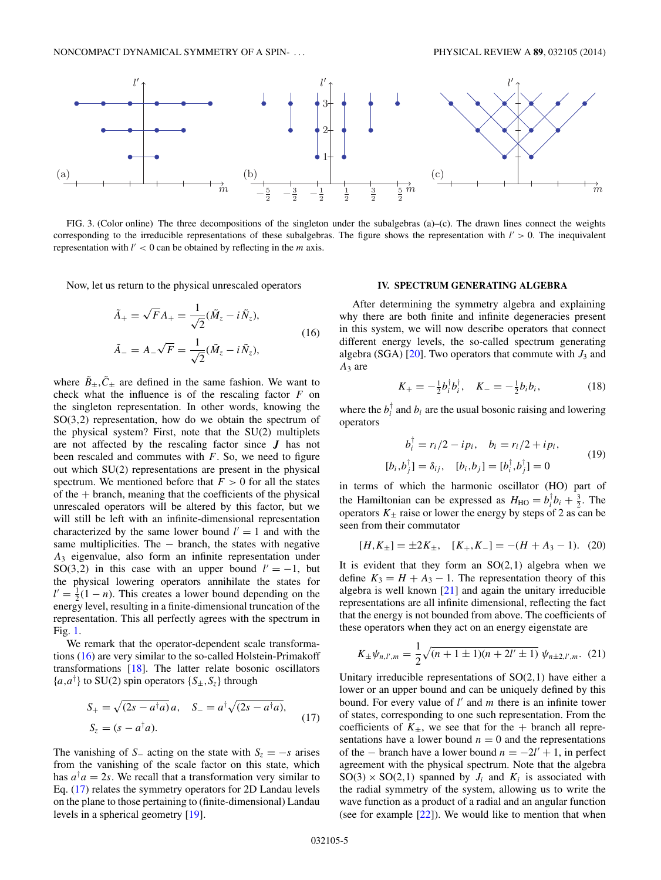FIG. 3. (Color online) The three decompositions of the singleton under the subalgebras (a)–(c). The drawn lines connect the weights corresponding to the irreducible representations of these subalgebras. The figure shows the representation with $l' > 0$. The inequivalent representation with $l' < 0$ can be obtained by reflecting in the $m$ axis.

Now, let us return to the physical unrescaled operators

$$\tilde{A}_+ = \sqrt{F}A_+ = \frac{1}{\sqrt{2}}(\tilde{M}_z - i\tilde{N}_z),$$
$$\tilde{A}_- = A_-\sqrt{F} = \frac{1}{\sqrt{2}}(\tilde{M}_z - i\tilde{N}_z), \tag{16}$$

where $\tilde{B}_\pm, \tilde{C}_\pm$ are defined in the same fashion. We want to check what the influence is of the rescaling factor $F$ on the singleton representation. In other words, knowing the SO(3,2) representation, how do we obtain the spectrum of the physical system? First, note that the SU(2) multiplets are not affected by the rescaling factor since $\boldsymbol{J}$ has not been rescaled and commutes with $F$. So, we need to figure out which SU(2) representations are present in the physical spectrum. We mentioned before that $F > 0$ for all the states of the $+$ branch, meaning that the coefficients of the physical unrescaled operators will be altered by this factor, but we will still be left with an infinite-dimensional representation characterized by the same lower bound $l' = 1$ and with the same multiplicities. The $-$ branch, the states with negative $A_3$ eigenvalue, also form an infinite representation under SO(3,2) in this case with an upper bound $l' = -1$, but the physical lowering operators annihilate the states for $l' = \frac{1}{2}(1-n)$. This creates a lower bound depending on the energy level, resulting in a finite-dimensional truncation of the representation. This all perfectly agrees with the spectrum in Fig. 1.

We remark that the operator-dependent scale transformations (16) are very similar to the so-called Holstein-Primakoff transformations [18]. The latter relate bosonic oscillators $\{a,a^\dagger\}$ to SU(2) spin operators $\{S_\pm, S_z\}$ through

$$S_+ = \sqrt{(2s - a^\dagger a)}\,a, \quad S_- = a^\dagger\sqrt{(2s - a^\dagger a)},$$
$$S_z = (s - a^\dagger a). \tag{17}$$

The vanishing of $S_-$ acting on the state with $S_z = -s$ arises from the vanishing of the scale factor on this state, which has $a^\dagger a = 2s$. We recall that a transformation very similar to Eq. (17) relates the symmetry operators for 2D Landau levels on the plane to those pertaining to (finite-dimensional) Landau levels in a spherical geometry [19].

## IV. SPECTRUM GENERATING ALGEBRA

After determining the symmetry algebra and explaining why there are both finite and infinite degeneracies present in this system, we will now describe operators that connect different energy levels, the so-called spectrum generating algebra (SGA) [20]. Two operators that commute with $J_3$ and $A_3$ are

$$K_+ = -\tfrac{1}{2}b_i^\dagger b_i^\dagger, \quad K_- = -\tfrac{1}{2}b_i b_i, \tag{18}$$

where the $b_i^\dagger$ and $b_i$ are the usual bosonic raising and lowering operators

$$b_i^\dagger = r_i/2 - ip_i, \quad b_i = r_i/2 + ip_i,$$
$$[b_i, b_j^\dagger] = \delta_{ij}, \quad [b_i, b_j] = [b_i^\dagger, b_j^\dagger] = 0 \tag{19}$$

in terms of which the harmonic oscillator (HO) part of the Hamiltonian can be expressed as $H_{\text{HO}} = b_i^\dagger b_i + \frac{3}{2}$. The operators $K_\pm$ raise or lower the energy by steps of 2 as can be seen from their commutator

$$[H, K_\pm] = \pm 2K_\pm, \quad [K_+, K_-] = -(H + A_3 - 1). \tag{20}$$

It is evident that they form an SO(2,1) algebra when we define $K_3 = H + A_3 - 1$. The representation theory of this algebra is well known [21] and again the unitary irreducible representations are all infinite dimensional, reflecting the fact that the energy is not bounded from above. The coefficients of these operators when they act on an energy eigenstate are

$$K_\pm \psi_{n,l',m} = \frac{1}{2}\sqrt{(n + 1 \pm 1)(n + 2l' \pm 1)}\;\psi_{n\pm 2,l',m}. \tag{21}$$

Unitary irreducible representations of SO(2,1) have either a lower or an upper bound and can be uniquely defined by this bound. For every value of $l'$ and $m$ there is an infinite tower of states, corresponding to one such representation. From the coefficients of $K_\pm$, we see that for the $+$ branch all representations have a lower bound $n = 0$ and the representations of the $-$ branch have a lower bound $n = -2l' + 1$, in perfect agreement with the physical spectrum. Note that the algebra SO(3) $\times$ SO(2,1) spanned by $J_i$ and $K_i$ is associated with the radial symmetry of the system, allowing us to write the wave function as a product of a radial and an angular function (see for example [22]). We would like to mention that when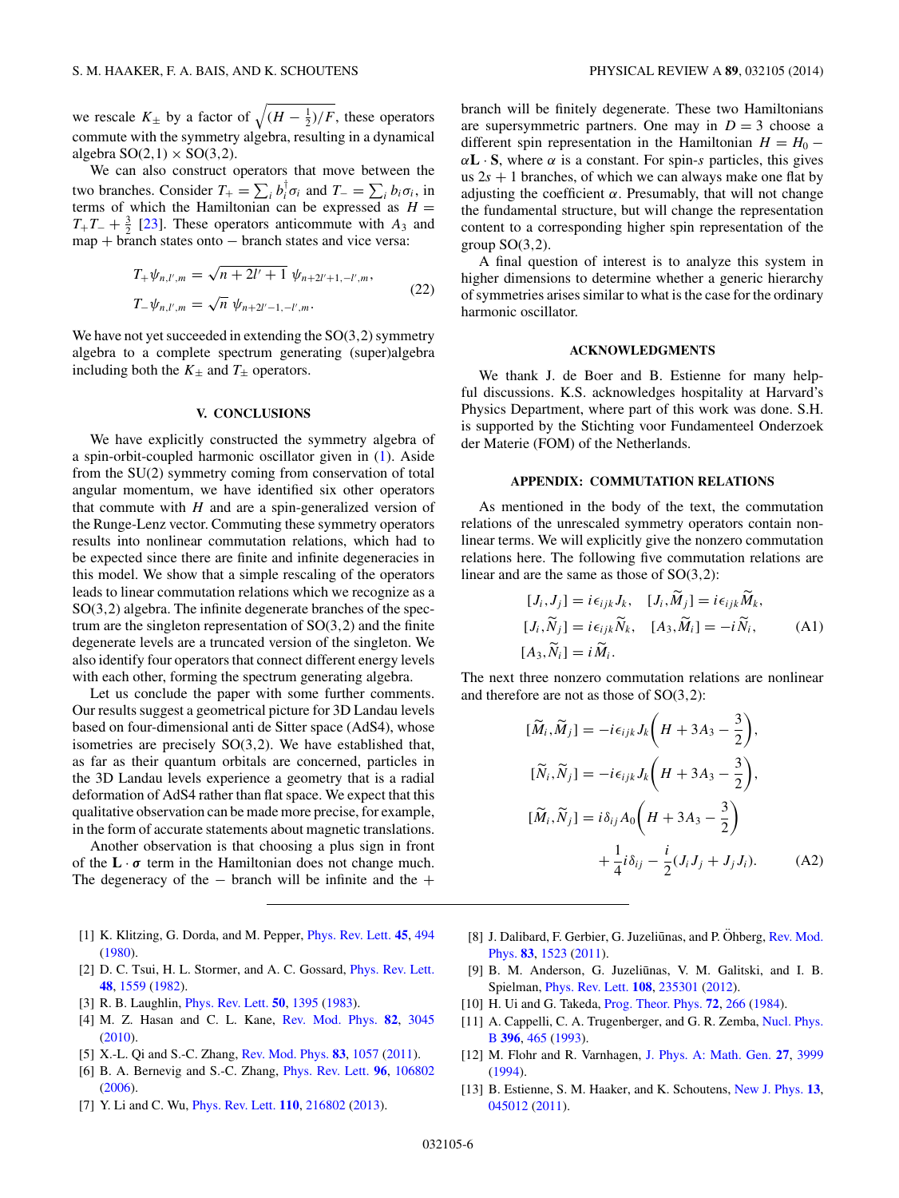we rescale $K_\pm$ by a factor of $\sqrt{(H-\frac{1}{2})/F}$, these operators commute with the symmetry algebra, resulting in a dynamical algebra SO(2,1) × SO(3,2).

We can also construct operators that move between the two branches. Consider $T_+ = \sum_i b_i^\dagger \sigma_i$ and $T_- = \sum_i b_i \sigma_i$, in terms of which the Hamiltonian can be expressed as $H = T_+ T_- + \frac{3}{2}$ [23]. These operators anticommute with $A_3$ and map + branch states onto − branch states and vice versa:

$$T_+ \psi_{n,l',m} = \sqrt{n+2l'+1}\ \psi_{n+2l'+1,-l',m},$$
$$T_- \psi_{n,l',m} = \sqrt{n}\ \psi_{n+2l'-1,-l',m}. \tag{22}$$

We have not yet succeeded in extending the SO(3,2) symmetry algebra to a complete spectrum generating (super)algebra including both the $K_\pm$ and $T_\pm$ operators.

## V. CONCLUSIONS

We have explicitly constructed the symmetry algebra of a spin-orbit-coupled harmonic oscillator given in (1). Aside from the SU(2) symmetry coming from conservation of total angular momentum, we have identified six other operators that commute with $H$ and are a spin-generalized version of the Runge-Lenz vector. Commuting these symmetry operators results into nonlinear commutation relations, which had to be expected since there are finite and infinite degeneracies in this model. We show that a simple rescaling of the operators leads to linear commutation relations which we recognize as a SO(3,2) algebra. The infinite degenerate branches of the spectrum are the singleton representation of SO(3,2) and the finite degenerate levels are a truncated version of the singleton. We also identify four operators that connect different energy levels with each other, forming the spectrum generating algebra.

Let us conclude the paper with some further comments. Our results suggest a geometrical picture for 3D Landau levels based on four-dimensional anti de Sitter space (AdS4), whose isometries are precisely SO(3,2). We have established that, as far as their quantum orbitals are concerned, particles in the 3D Landau levels experience a geometry that is a radial deformation of AdS4 rather than flat space. We expect that this qualitative observation can be made more precise, for example, in the form of accurate statements about magnetic translations.

Another observation is that choosing a plus sign in front of the $\mathbf{L}\cdot\boldsymbol{\sigma}$ term in the Hamiltonian does not change much. The degeneracy of the − branch will be infinite and the + branch will be finitely degenerate. These two Hamiltonians are supersymmetric partners. One may in $D=3$ choose a different spin representation in the Hamiltonian $H = H_0 - \alpha \mathbf{L}\cdot\mathbf{S}$, where $\alpha$ is a constant. For spin-$s$ particles, this gives us $2s+1$ branches, of which we can always make one flat by adjusting the coefficient $\alpha$. Presumably, that will not change the fundamental structure, but will change the representation content to a corresponding higher spin representation of the group SO(3,2).

A final question of interest is to analyze this system in higher dimensions to determine whether a generic hierarchy of symmetries arises similar to what is the case for the ordinary harmonic oscillator.

## ACKNOWLEDGMENTS

We thank J. de Boer and B. Estienne for many helpful discussions. K.S. acknowledges hospitality at Harvard's Physics Department, where part of this work was done. S.H. is supported by the Stichting voor Fundamenteel Onderzoek der Materie (FOM) of the Netherlands.

## APPENDIX: COMMUTATION RELATIONS

As mentioned in the body of the text, the commutation relations of the unrescaled symmetry operators contain nonlinear terms. We will explicitly give the nonzero commutation relations here. The following five commutation relations are linear and are the same as those of SO(3,2):

$$[J_i, J_j] = i\epsilon_{ijk} J_k, \quad [J_i, \widetilde{M}_j] = i\epsilon_{ijk}\widetilde{M}_k,$$
$$[J_i, \widetilde{N}_j] = i\epsilon_{ijk}\widetilde{N}_k, \quad [A_3, \widetilde{M}_i] = -i\widetilde{N}_i, \tag{A1}$$
$$[A_3, \widetilde{N}_i] = i\widetilde{M}_i.$$

The next three nonzero commutation relations are nonlinear and therefore are not as those of SO(3,2):

$$[\widetilde{M}_i, \widetilde{M}_j] = -i\epsilon_{ijk} J_k\left(H + 3A_3 - \frac{3}{2}\right),$$
$$[\widetilde{N}_i, \widetilde{N}_j] = -i\epsilon_{ijk} J_k\left(H + 3A_3 - \frac{3}{2}\right),$$
$$[\widetilde{M}_i, \widetilde{N}_j] = i\delta_{ij} A_0\left(H + 3A_3 - \frac{3}{2}\right) + \frac{1}{4}i\delta_{ij} - \frac{i}{2}(J_i J_j + J_j J_i). \tag{A2}$$

---

[1] K. Klitzing, G. Dorda, and M. Pepper, Phys. Rev. Lett. **45**, 494 (1980).

[2] D. C. Tsui, H. L. Stormer, and A. C. Gossard, Phys. Rev. Lett. **48**, 1559 (1982).

[3] R. B. Laughlin, Phys. Rev. Lett. **50**, 1395 (1983).

[4] M. Z. Hasan and C. L. Kane, Rev. Mod. Phys. **82**, 3045 (2010).

[5] X.-L. Qi and S.-C. Zhang, Rev. Mod. Phys. **83**, 1057 (2011).

[6] B. A. Bernevig and S.-C. Zhang, Phys. Rev. Lett. **96**, 106802 (2006).

[7] Y. Li and C. Wu, Phys. Rev. Lett. **110**, 216802 (2013).

[8] J. Dalibard, F. Gerbier, G. Juzeliūnas, and P. Öhberg, Rev. Mod. Phys. **83**, 1523 (2011).

[9] B. M. Anderson, G. Juzeliūnas, V. M. Galitski, and I. B. Spielman, Phys. Rev. Lett. **108**, 235301 (2012).

[10] H. Ui and G. Takeda, Prog. Theor. Phys. **72**, 266 (1984).

[11] A. Cappelli, C. A. Trugenberger, and G. R. Zemba, Nucl. Phys. B **396**, 465 (1993).

[12] M. Flohr and R. Varnhagen, J. Phys. A: Math. Gen. **27**, 3999 (1994).

[13] B. Estienne, S. M. Haaker, and K. Schoutens, New J. Phys. **13**, 045012 (2011).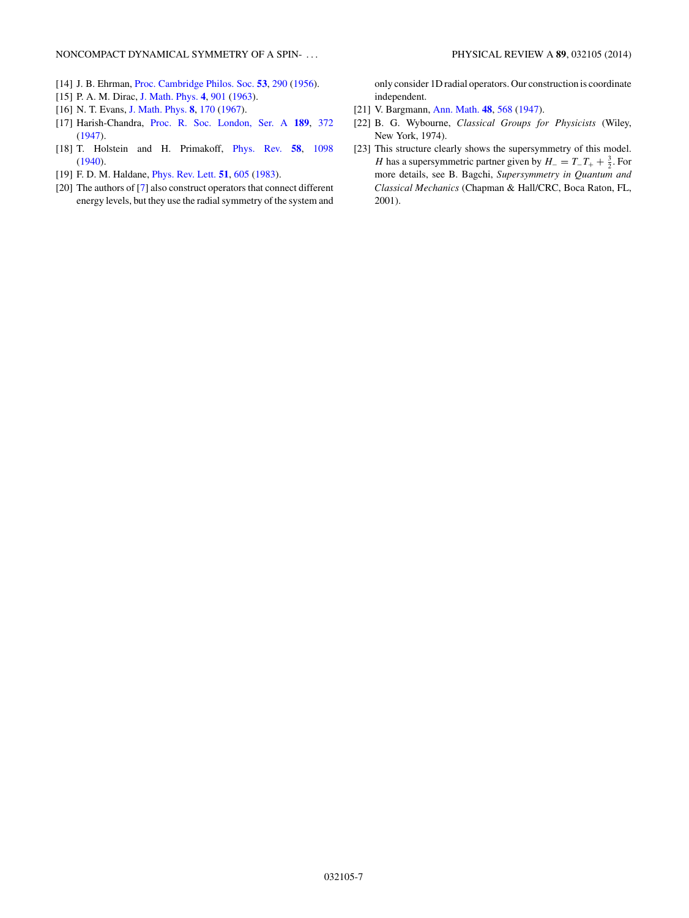[14] J. B. Ehrman, Proc. Cambridge Philos. Soc. **53**, 290 (1956).

[15] P. A. M. Dirac, J. Math. Phys. **4**, 901 (1963).

[16] N. T. Evans, J. Math. Phys. **8**, 170 (1967).

[17] Harish-Chandra, Proc. R. Soc. London, Ser. A **189**, 372 (1947).

[18] T. Holstein and H. Primakoff, Phys. Rev. **58**, 1098 (1940).

[19] F. D. M. Haldane, Phys. Rev. Lett. **51**, 605 (1983).

[20] The authors of [7] also construct operators that connect different energy levels, but they use the radial symmetry of the system and only consider 1D radial operators. Our construction is coordinate independent.

[21] V. Bargmann, Ann. Math. **48**, 568 (1947).

[22] B. G. Wybourne, *Classical Groups for Physicists* (Wiley, New York, 1974).

[23] This structure clearly shows the supersymmetry of this model. $H$ has a supersymmetric partner given by $H_- = T_- T_+ + \frac{3}{2}$. For more details, see B. Bagchi, *Supersymmetry in Quantum and Classical Mechanics* (Chapman & Hall/CRC, Boca Raton, FL, 2001).